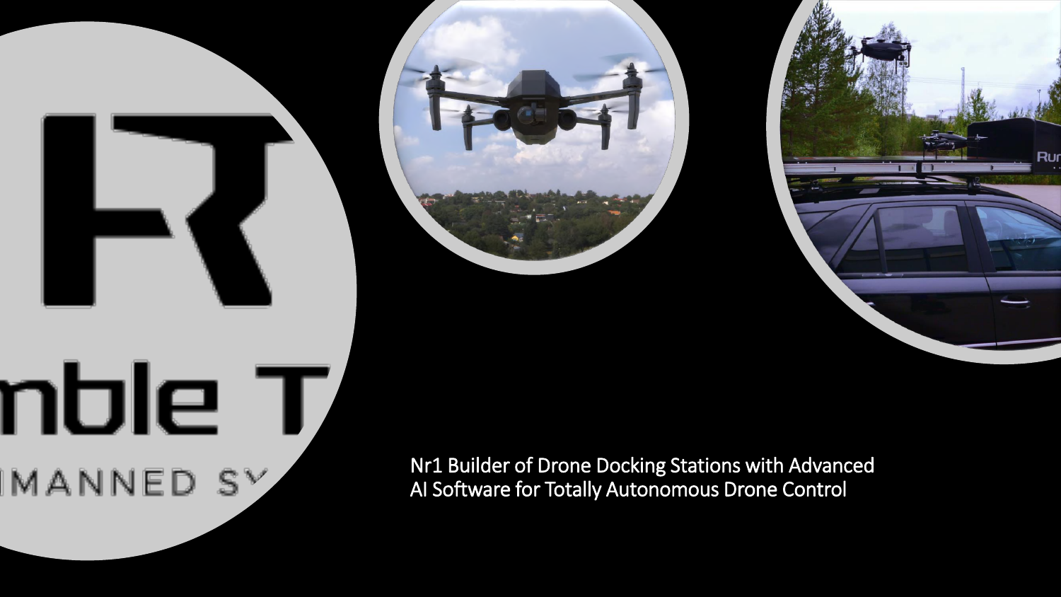Nr1 Builder of Drone Docking Stations with Advanced AI Software for Totally Autonomous Drone Control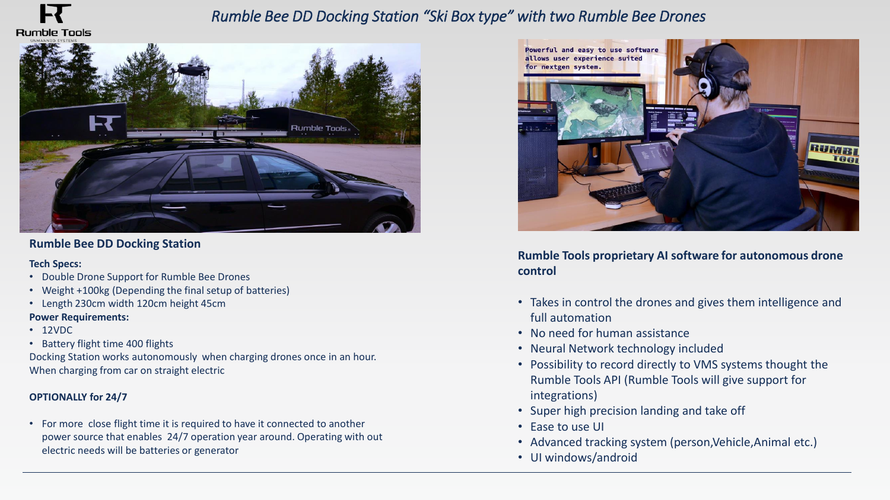# *Rumble Bee DD Docking Station "Ski Box type" with two Rumble Bee Drones*

## Rumble Bee DD Docking Station

**Tech Specs:**

- Double Drone Support for Rumble Bee Drones
- Weight +100kg (Depending the final setup of batteries)
- Length 230cm width 120cm height 45cm

**Power Requirements:**

- 12VDC
- Battery flight time 400 flights

Docking Station works autonomously when charging drones once in an hour.
When charging from car on straight electric

**OPTIONALLY for 24/7**

- For more close flight time it is required to have it connected to another power source that enables 24/7 operation year around. Operating with out electric needs will be batteries or generator

## Rumble Tools proprietary AI software for autonomous drone control

- Takes in control the drones and gives them intelligence and full automation
- No need for human assistance
- Neural Network technology included
- Possibility to record directly to VMS systems thought the Rumble Tools API (Rumble Tools will give support for integrations)
- Super high precision landing and take off
- Ease to use UI
- Advanced tracking system (person,Vehicle,Animal etc.)
- UI windows/android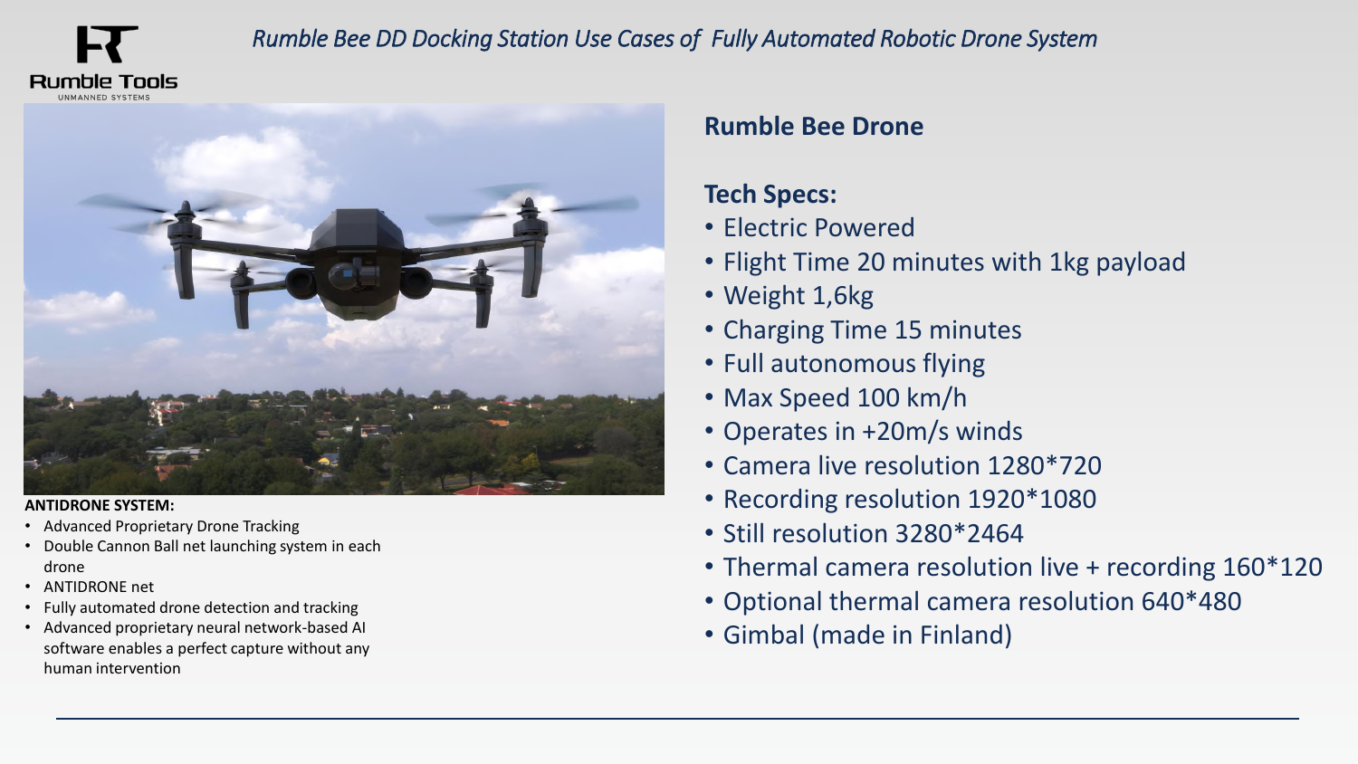*Rumble Bee DD Docking Station Use Cases of  Fully Automated Robotic Drone System*

**ANTIDRONE SYSTEM:**

- Advanced Proprietary Drone Tracking
- Double Cannon Ball net launching system in each drone
- ANTIDRONE net
- Fully automated drone detection and tracking
- Advanced proprietary neural network-based AI software enables a perfect capture without any human intervention

## Rumble Bee Drone

### Tech Specs:

- Electric Powered
- Flight Time 20 minutes with 1kg payload
- Weight 1,6kg
- Charging Time 15 minutes
- Full autonomous flying
- Max Speed 100 km/h
- Operates in +20m/s winds
- Camera live resolution 1280*720
- Recording resolution 1920*1080
- Still resolution 3280*2464
- Thermal camera resolution live + recording 160*120
- Optional thermal camera resolution 640*480
- Gimbal (made in Finland)